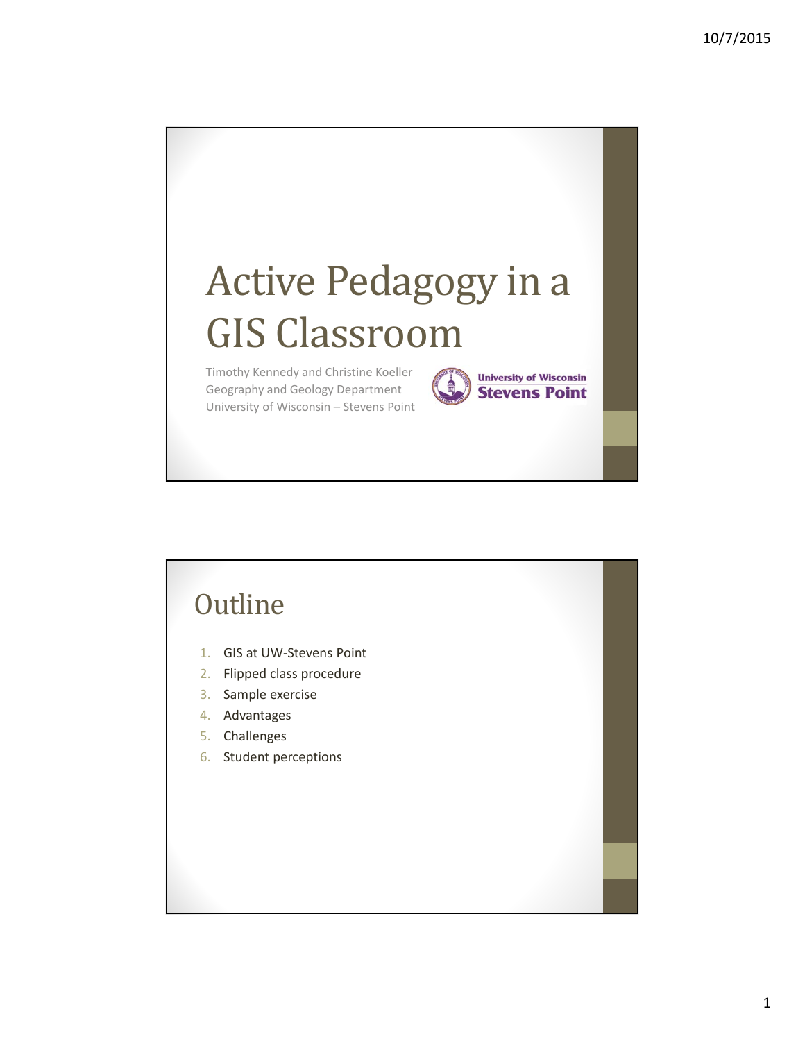# Active Pedagogy in a GIS Classroom

Timothy Kennedy and Christine Koeller
Geography and Geology Department
University of Wisconsin – Stevens Point

University of Wisconsin
Stevens Point

## Outline

1. GIS at UW-Stevens Point
2. Flipped class procedure
3. Sample exercise
4. Advantages
5. Challenges
6. Student perceptions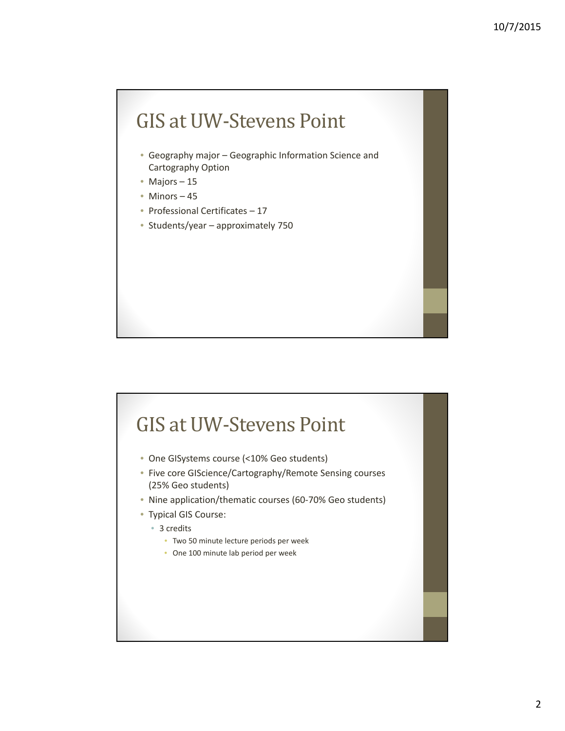## GIS at UW-Stevens Point

- Geography major – Geographic Information Science and Cartography Option
- Majors – 15
- Minors – 45
- Professional Certificates – 17
- Students/year – approximately 750

## GIS at UW-Stevens Point

- One GISystems course (<10% Geo students)
- Five core GIScience/Cartography/Remote Sensing courses (25% Geo students)
- Nine application/thematic courses (60-70% Geo students)
- Typical GIS Course:
  - 3 credits
    - Two 50 minute lecture periods per week
    - One 100 minute lab period per week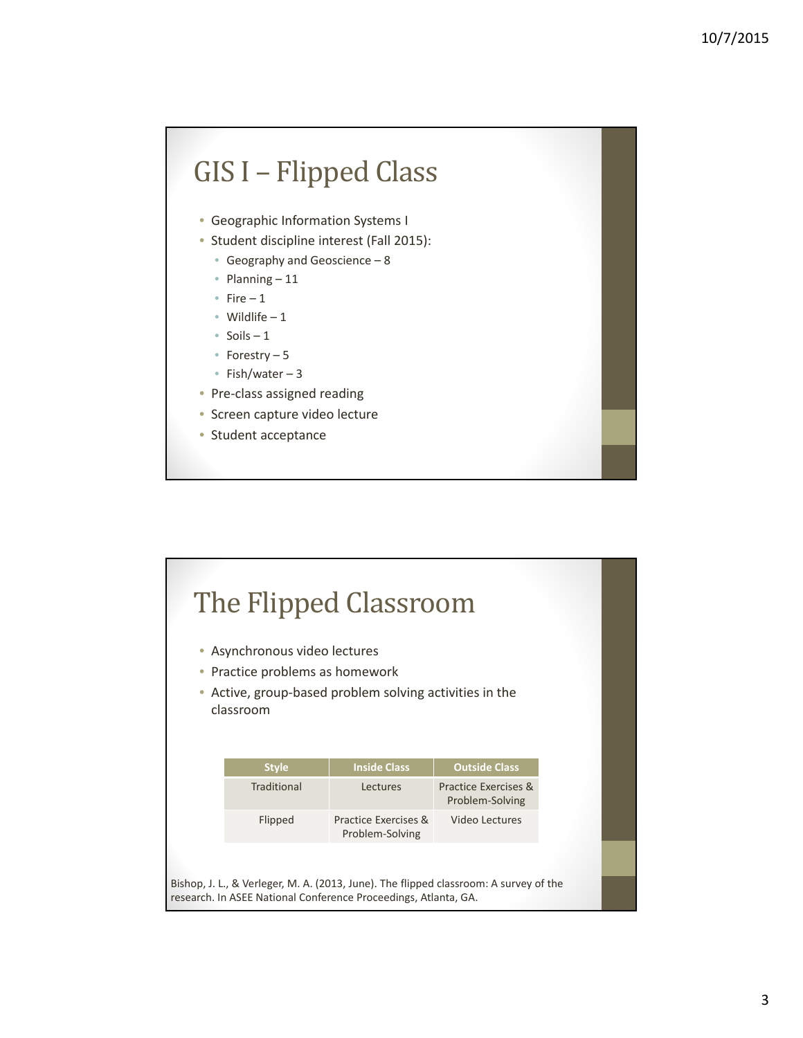# GIS I – Flipped Class

- Geographic Information Systems I
- Student discipline interest (Fall 2015):
  - Geography and Geoscience – 8
  - Planning – 11
  - Fire – 1
  - Wildlife – 1
  - Soils – 1
  - Forestry – 5
  - Fish/water – 3
- Pre-class assigned reading
- Screen capture video lecture
- Student acceptance

# The Flipped Classroom

- Asynchronous video lectures
- Practice problems as homework
- Active, group-based problem solving activities in the classroom

| Style | Inside Class | Outside Class |
|---|---|---|
| Traditional | Lectures | Practice Exercises & Problem-Solving |
| Flipped | Practice Exercises & Problem-Solving | Video Lectures |

Bishop, J. L., & Verleger, M. A. (2013, June). The flipped classroom: A survey of the research. In ASEE National Conference Proceedings, Atlanta, GA.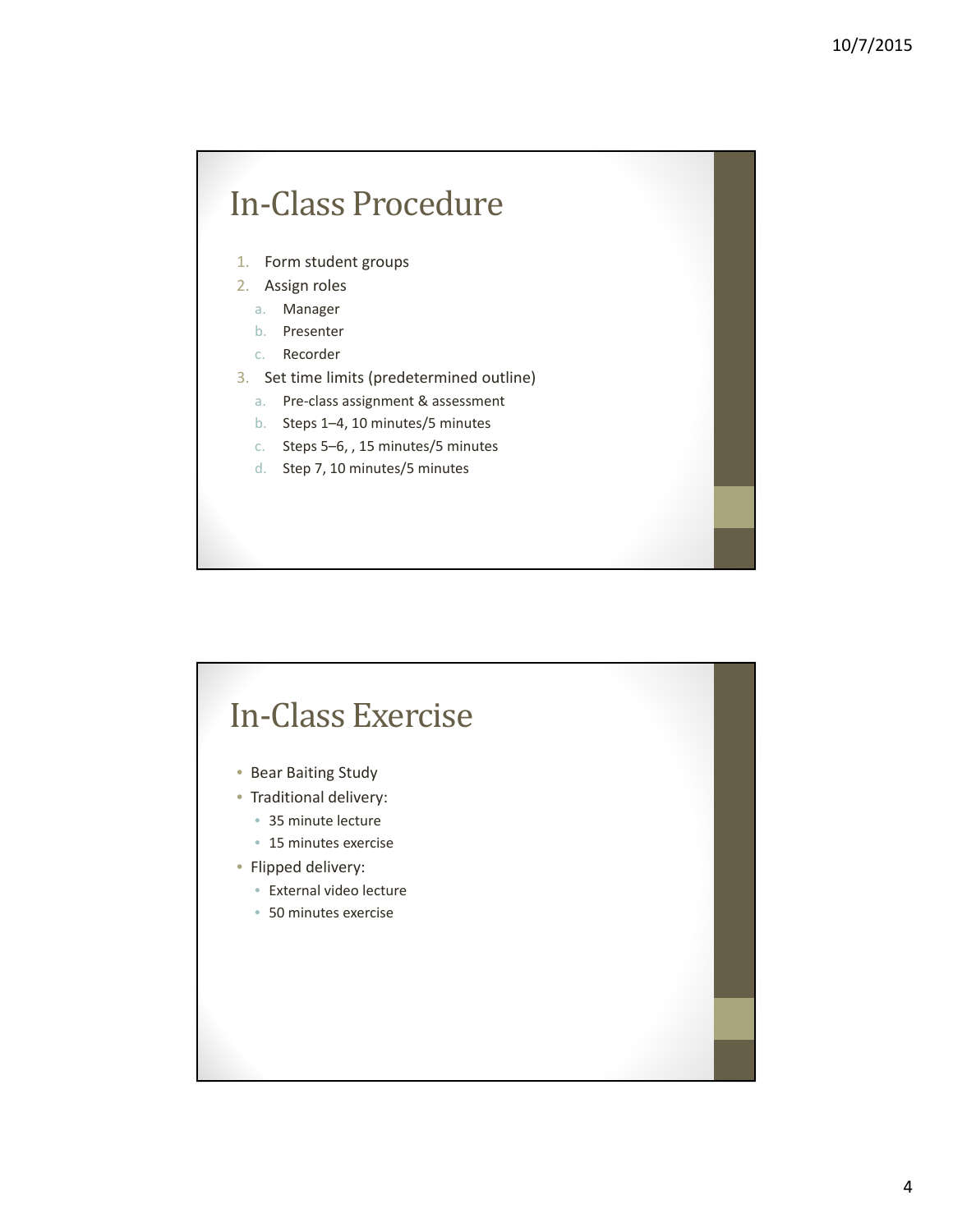## In-Class Procedure

1. Form student groups
2. Assign roles
   a. Manager
   b. Presenter
   c. Recorder
3. Set time limits (predetermined outline)
   a. Pre-class assignment & assessment
   b. Steps 1–4, 10 minutes/5 minutes
   c. Steps 5–6, , 15 minutes/5 minutes
   d. Step 7, 10 minutes/5 minutes

## In-Class Exercise

- Bear Baiting Study
- Traditional delivery:
  - 35 minute lecture
  - 15 minutes exercise
- Flipped delivery:
  - External video lecture
  - 50 minutes exercise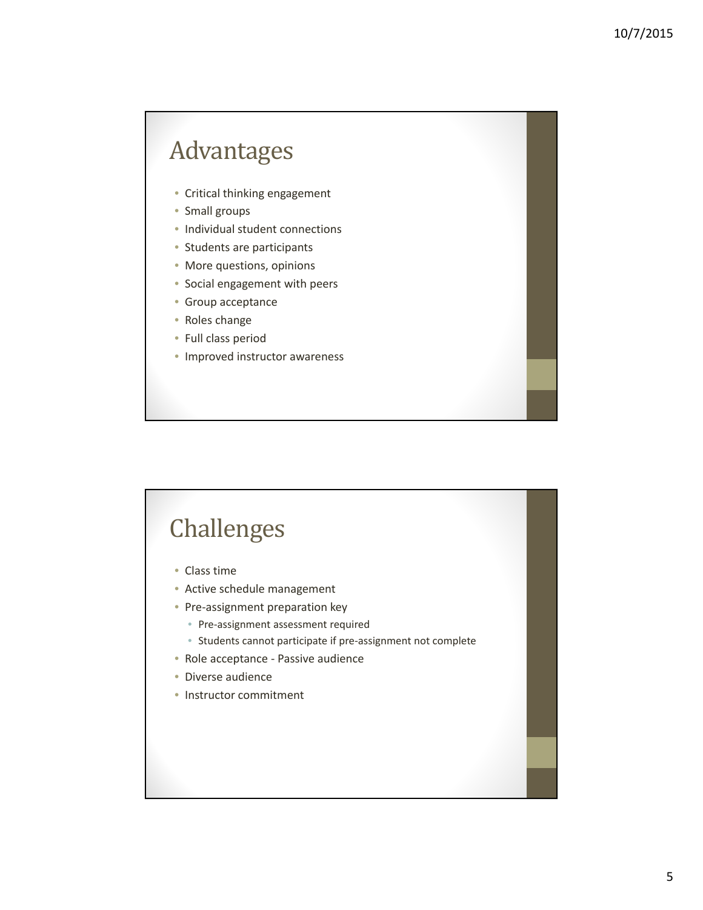## Advantages

- Critical thinking engagement
- Small groups
- Individual student connections
- Students are participants
- More questions, opinions
- Social engagement with peers
- Group acceptance
- Roles change
- Full class period
- Improved instructor awareness

## Challenges

- Class time
- Active schedule management
- Pre-assignment preparation key
  - Pre-assignment assessment required
  - Students cannot participate if pre-assignment not complete
- Role acceptance - Passive audience
- Diverse audience
- Instructor commitment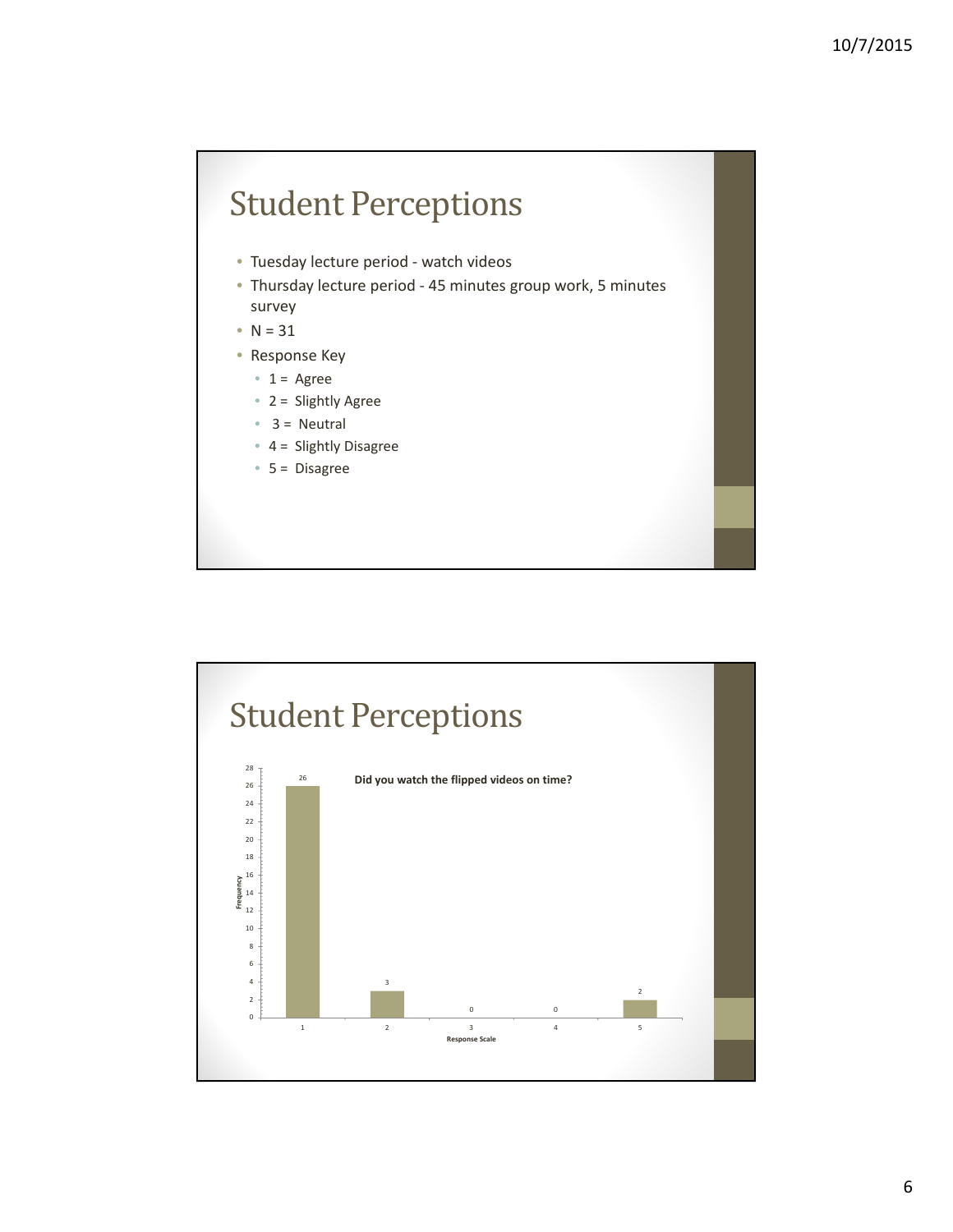## Student Perceptions

- Tuesday lecture period - watch videos
- Thursday lecture period - 45 minutes group work, 5 minutes survey
- N = 31
- Response Key
  - 1 = Agree
  - 2 = Slightly Agree
  - 3 = Neutral
  - 4 = Slightly Disagree
  - 5 = Disagree

## Student Perceptions

**Did you watch the flipped videos on time?**

Frequency

0
2
4
6
8
10
12
14
16
18
20
22
24
26
28

26
3
0
0
2

1
2
3
4
5

Response Scale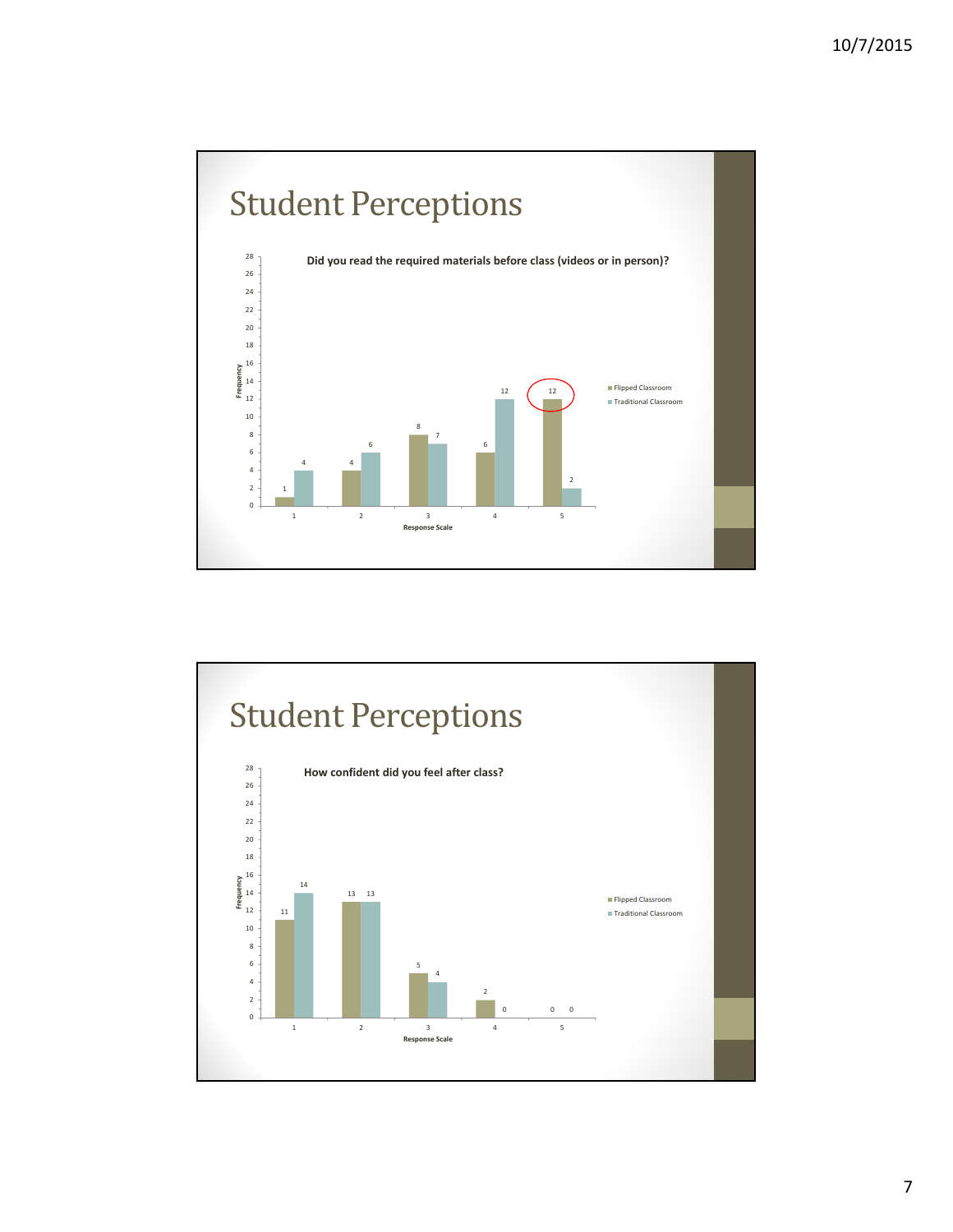# Student Perceptions

Did you read the required materials before class (videos or in person)?

Frequency

0 2 4 6 8 10 12 14 16 18 20 22 24 26 28

1 4 4 6 8 7 6 12 12 2

1 2 3 4 5

Response Scale

Flipped Classroom

Traditional Classroom

# Student Perceptions

How confident did you feel after class?

Frequency

0 2 4 6 8 10 12 14 16 18 20 22 24 26 28

11 14 13 13 5 4 2 0 0 0

1 2 3 4 5

Response Scale

Flipped Classroom

Traditional Classroom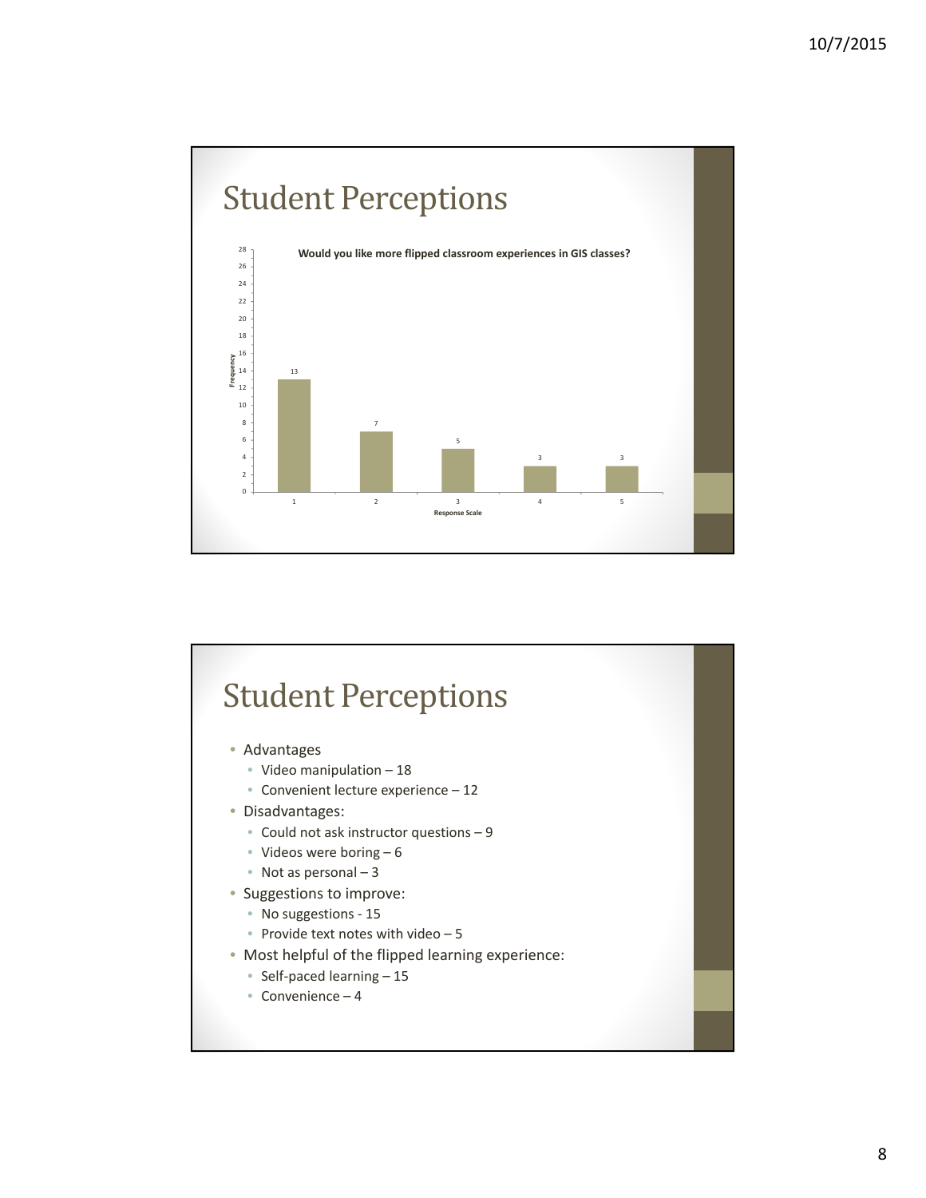## Student Perceptions

Would you like more flipped classroom experiences in GIS classes?

Frequency

28
26
24
22
20
18
16
14
12
10
8
6
4
2
0

13
7
5
3
3

1
2
3
4
5

Response Scale

## Student Perceptions

- Advantages
  - Video manipulation – 18
  - Convenient lecture experience – 12
- Disadvantages:
  - Could not ask instructor questions – 9
  - Videos were boring – 6
  - Not as personal – 3
- Suggestions to improve:
  - No suggestions - 15
  - Provide text notes with video – 5
- Most helpful of the flipped learning experience:
  - Self-paced learning – 15
  - Convenience – 4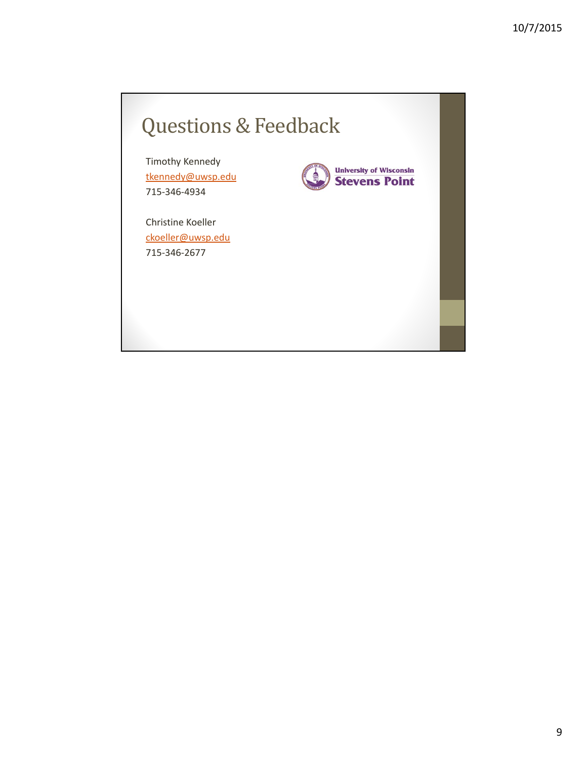# Questions & Feedback

Timothy Kennedy
tkennedy@uwsp.edu
715-346-4934

Christine Koeller
ckoeller@uwsp.edu
715-346-2677

University of Wisconsin
Stevens Point